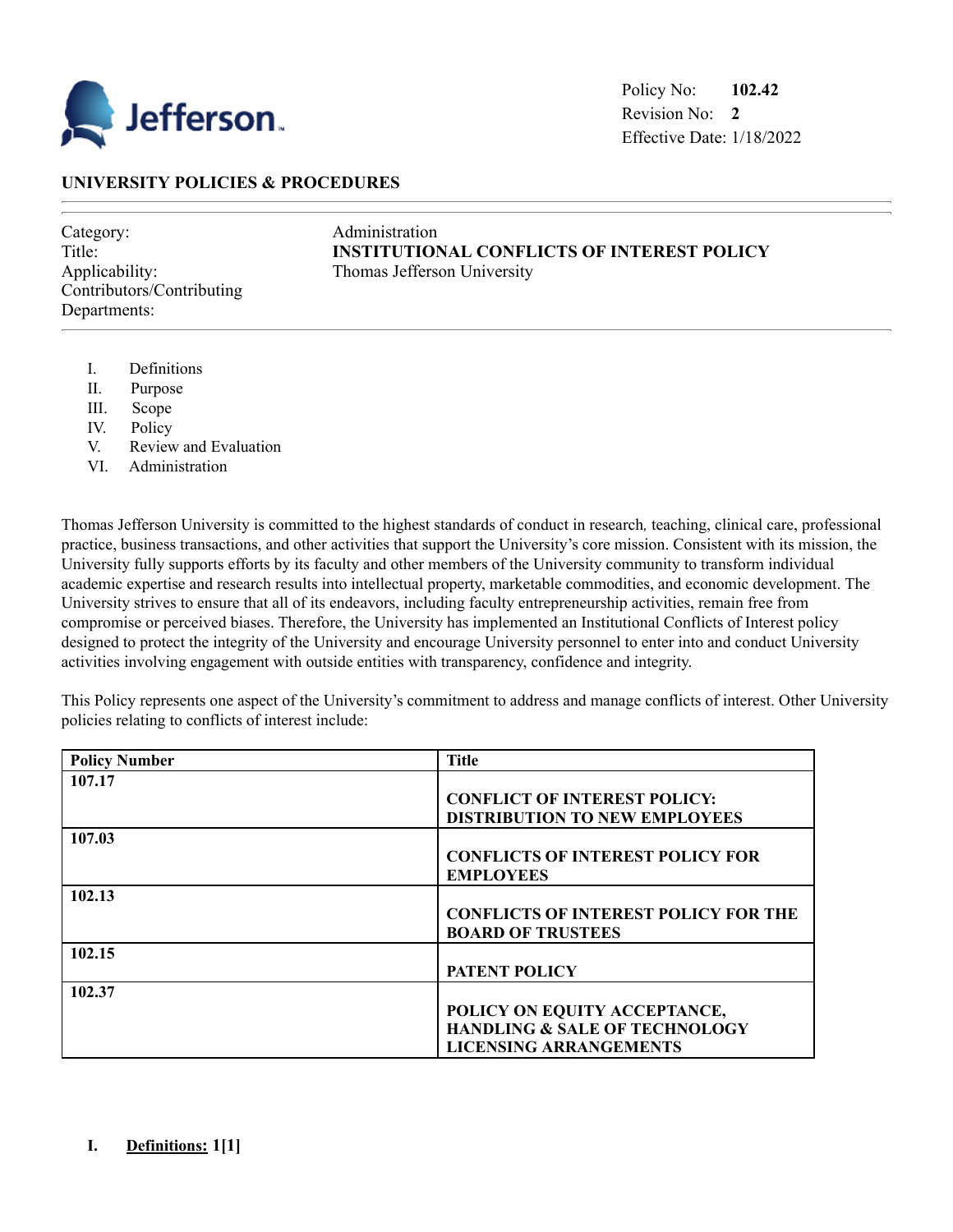Policy No: **102.42**
Revision No: **2**
Effective Date: 1/18/2022

**UNIVERSITY POLICIES & PROCEDURES**

| | |
|---|---|
| Category: | Administration |
| Title: | **INSTITUTIONAL CONFLICTS OF INTEREST POLICY** |
| Applicability: | Thomas Jefferson University |
| Contributors/Contributing Departments: | |

I. Definitions
II. Purpose
III. Scope
IV. Policy
V. Review and Evaluation
VI. Administration

Thomas Jefferson University is committed to the highest standards of conduct in research*,* teaching, clinical care, professional practice, business transactions, and other activities that support the University's core mission. Consistent with its mission, the University fully supports efforts by its faculty and other members of the University community to transform individual academic expertise and research results into intellectual property, marketable commodities, and economic development. The University strives to ensure that all of its endeavors, including faculty entrepreneurship activities, remain free from compromise or perceived biases. Therefore, the University has implemented an Institutional Conflicts of Interest policy designed to protect the integrity of the University and encourage University personnel to enter into and conduct University activities involving engagement with outside entities with transparency, confidence and integrity.

This Policy represents one aspect of the University's commitment to address and manage conflicts of interest. Other University policies relating to conflicts of interest include:

| Policy Number | Title |
|---|---|
| **107.17** | **CONFLICT OF INTEREST POLICY: DISTRIBUTION TO NEW EMPLOYEES** |
| **107.03** | **CONFLICTS OF INTEREST POLICY FOR EMPLOYEES** |
| **102.13** | **CONFLICTS OF INTEREST POLICY FOR THE BOARD OF TRUSTEES** |
| **102.15** | **PATENT POLICY** |
| **102.37** | **POLICY ON EQUITY ACCEPTANCE, HANDLING & SALE OF TECHNOLOGY LICENSING ARRANGEMENTS** |

## I. Definitions: 1[1]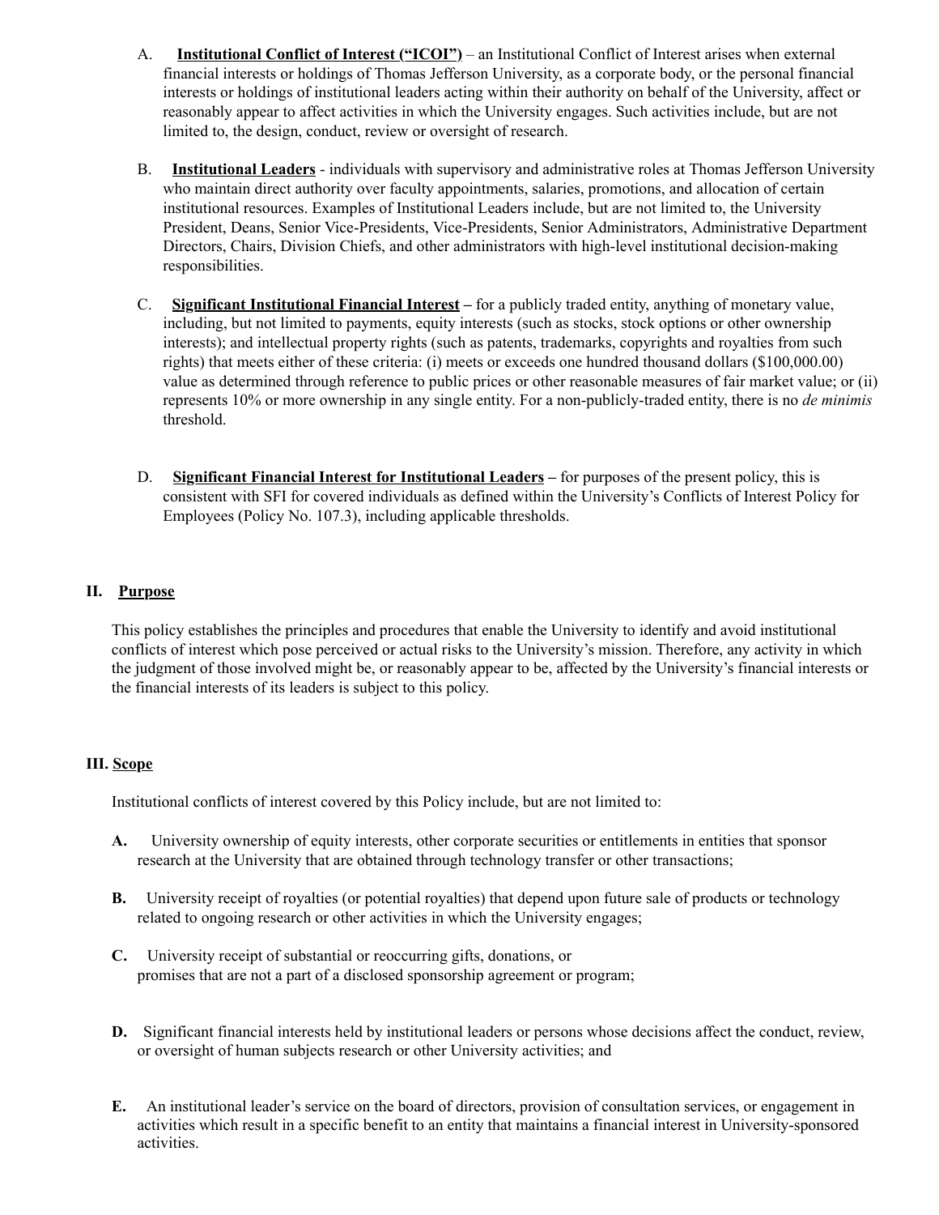A. **Institutional Conflict of Interest ("ICOI")** – an Institutional Conflict of Interest arises when external financial interests or holdings of Thomas Jefferson University, as a corporate body, or the personal financial interests or holdings of institutional leaders acting within their authority on behalf of the University, affect or reasonably appear to affect activities in which the University engages. Such activities include, but are not limited to, the design, conduct, review or oversight of research.

B. **Institutional Leaders** - individuals with supervisory and administrative roles at Thomas Jefferson University who maintain direct authority over faculty appointments, salaries, promotions, and allocation of certain institutional resources. Examples of Institutional Leaders include, but are not limited to, the University President, Deans, Senior Vice-Presidents, Vice-Presidents, Senior Administrators, Administrative Department Directors, Chairs, Division Chiefs, and other administrators with high-level institutional decision-making responsibilities.

C. **Significant Institutional Financial Interest** – for a publicly traded entity, anything of monetary value, including, but not limited to payments, equity interests (such as stocks, stock options or other ownership interests); and intellectual property rights (such as patents, trademarks, copyrights and royalties from such rights) that meets either of these criteria: (i) meets or exceeds one hundred thousand dollars ($100,000.00) value as determined through reference to public prices or other reasonable measures of fair market value; or (ii) represents 10% or more ownership in any single entity. For a non-publicly-traded entity, there is no *de minimis* threshold.

D. **Significant Financial Interest for Institutional Leaders** – for purposes of the present policy, this is consistent with SFI for covered individuals as defined within the University's Conflicts of Interest Policy for Employees (Policy No. 107.3), including applicable thresholds.

## II. Purpose

This policy establishes the principles and procedures that enable the University to identify and avoid institutional conflicts of interest which pose perceived or actual risks to the University's mission. Therefore, any activity in which the judgment of those involved might be, or reasonably appear to be, affected by the University's financial interests or the financial interests of its leaders is subject to this policy.

## III. Scope

Institutional conflicts of interest covered by this Policy include, but are not limited to:

**A.** University ownership of equity interests, other corporate securities or entitlements in entities that sponsor research at the University that are obtained through technology transfer or other transactions;

**B.** University receipt of royalties (or potential royalties) that depend upon future sale of products or technology related to ongoing research or other activities in which the University engages;

**C.** University receipt of substantial or reoccurring gifts, donations, or promises that are not a part of a disclosed sponsorship agreement or program;

**D.** Significant financial interests held by institutional leaders or persons whose decisions affect the conduct, review, or oversight of human subjects research or other University activities; and

**E.** An institutional leader's service on the board of directors, provision of consultation services, or engagement in activities which result in a specific benefit to an entity that maintains a financial interest in University-sponsored activities.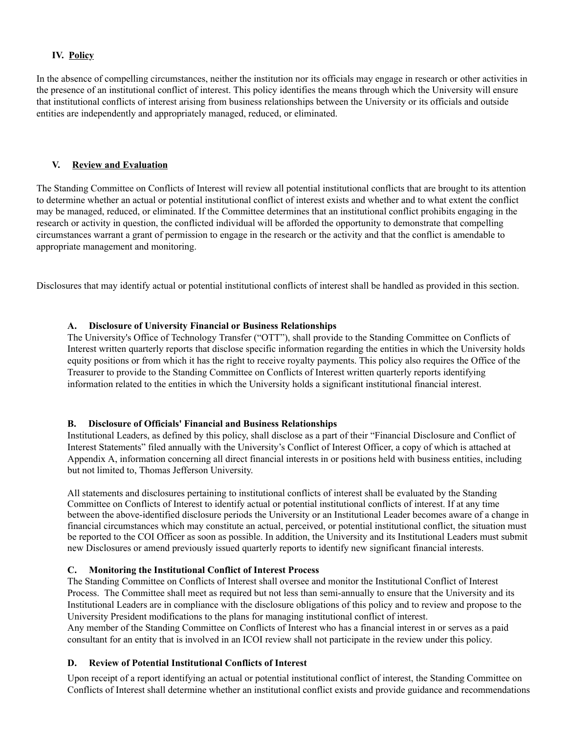## IV. Policy

In the absence of compelling circumstances, neither the institution nor its officials may engage in research or other activities in the presence of an institutional conflict of interest. This policy identifies the means through which the University will ensure that institutional conflicts of interest arising from business relationships between the University or its officials and outside entities are independently and appropriately managed, reduced, or eliminated.

## V. Review and Evaluation

The Standing Committee on Conflicts of Interest will review all potential institutional conflicts that are brought to its attention to determine whether an actual or potential institutional conflict of interest exists and whether and to what extent the conflict may be managed, reduced, or eliminated. If the Committee determines that an institutional conflict prohibits engaging in the research or activity in question, the conflicted individual will be afforded the opportunity to demonstrate that compelling circumstances warrant a grant of permission to engage in the research or the activity and that the conflict is amendable to appropriate management and monitoring.

Disclosures that may identify actual or potential institutional conflicts of interest shall be handled as provided in this section.

### A. Disclosure of University Financial or Business Relationships

The University's Office of Technology Transfer ("OTT"), shall provide to the Standing Committee on Conflicts of Interest written quarterly reports that disclose specific information regarding the entities in which the University holds equity positions or from which it has the right to receive royalty payments. This policy also requires the Office of the Treasurer to provide to the Standing Committee on Conflicts of Interest written quarterly reports identifying information related to the entities in which the University holds a significant institutional financial interest.

### B. Disclosure of Officials' Financial and Business Relationships

Institutional Leaders, as defined by this policy, shall disclose as a part of their "Financial Disclosure and Conflict of Interest Statements" filed annually with the University's Conflict of Interest Officer, a copy of which is attached at Appendix A, information concerning all direct financial interests in or positions held with business entities, including but not limited to, Thomas Jefferson University.

All statements and disclosures pertaining to institutional conflicts of interest shall be evaluated by the Standing Committee on Conflicts of Interest to identify actual or potential institutional conflicts of interest. If at any time between the above-identified disclosure periods the University or an Institutional Leader becomes aware of a change in financial circumstances which may constitute an actual, perceived, or potential institutional conflict, the situation must be reported to the COI Officer as soon as possible. In addition, the University and its Institutional Leaders must submit new Disclosures or amend previously issued quarterly reports to identify new significant financial interests.

### C. Monitoring the Institutional Conflict of Interest Process

The Standing Committee on Conflicts of Interest shall oversee and monitor the Institutional Conflict of Interest Process. The Committee shall meet as required but not less than semi-annually to ensure that the University and its Institutional Leaders are in compliance with the disclosure obligations of this policy and to review and propose to the University President modifications to the plans for managing institutional conflict of interest.

Any member of the Standing Committee on Conflicts of Interest who has a financial interest in or serves as a paid consultant for an entity that is involved in an ICOI review shall not participate in the review under this policy.

### D. Review of Potential Institutional Conflicts of Interest

Upon receipt of a report identifying an actual or potential institutional conflict of interest, the Standing Committee on Conflicts of Interest shall determine whether an institutional conflict exists and provide guidance and recommendations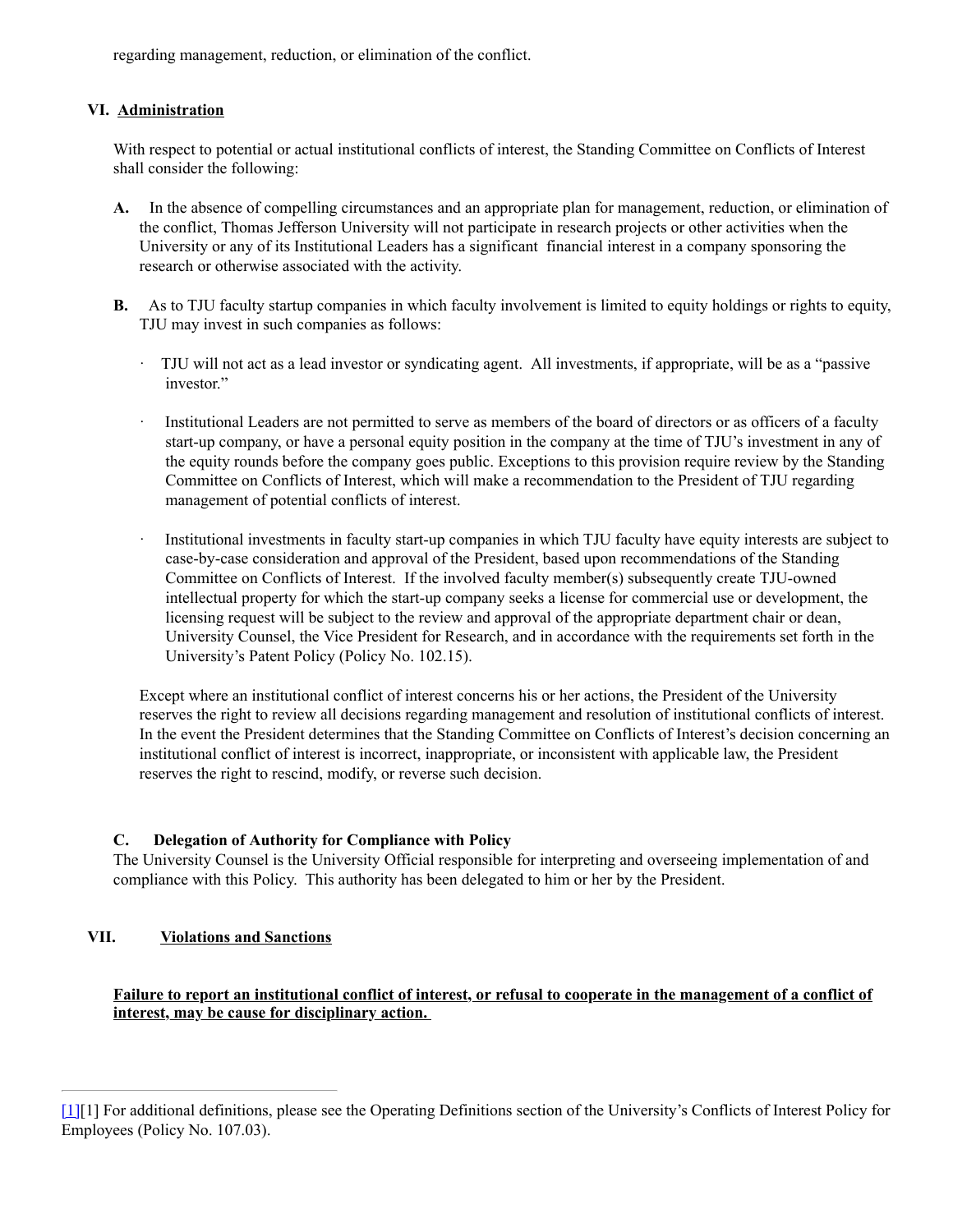regarding management, reduction, or elimination of the conflict.

## VI. Administration

With respect to potential or actual institutional conflicts of interest, the Standing Committee on Conflicts of Interest shall consider the following:

**A.** In the absence of compelling circumstances and an appropriate plan for management, reduction, or elimination of the conflict, Thomas Jefferson University will not participate in research projects or other activities when the University or any of its Institutional Leaders has a significant financial interest in a company sponsoring the research or otherwise associated with the activity.

**B.** As to TJU faculty startup companies in which faculty involvement is limited to equity holdings or rights to equity, TJU may invest in such companies as follows:

- TJU will not act as a lead investor or syndicating agent. All investments, if appropriate, will be as a "passive investor."
- Institutional Leaders are not permitted to serve as members of the board of directors or as officers of a faculty start-up company, or have a personal equity position in the company at the time of TJU's investment in any of the equity rounds before the company goes public. Exceptions to this provision require review by the Standing Committee on Conflicts of Interest, which will make a recommendation to the President of TJU regarding management of potential conflicts of interest.
- Institutional investments in faculty start-up companies in which TJU faculty have equity interests are subject to case-by-case consideration and approval of the President, based upon recommendations of the Standing Committee on Conflicts of Interest. If the involved faculty member(s) subsequently create TJU-owned intellectual property for which the start-up company seeks a license for commercial use or development, the licensing request will be subject to the review and approval of the appropriate department chair or dean, University Counsel, the Vice President for Research, and in accordance with the requirements set forth in the University's Patent Policy (Policy No. 102.15).

Except where an institutional conflict of interest concerns his or her actions, the President of the University reserves the right to review all decisions regarding management and resolution of institutional conflicts of interest. In the event the President determines that the Standing Committee on Conflicts of Interest's decision concerning an institutional conflict of interest is incorrect, inappropriate, or inconsistent with applicable law, the President reserves the right to rescind, modify, or reverse such decision.

**C. Delegation of Authority for Compliance with Policy**

The University Counsel is the University Official responsible for interpreting and overseeing implementation of and compliance with this Policy. This authority has been delegated to him or her by the President.

## VII. Violations and Sanctions

**Failure to report an institutional conflict of interest, or refusal to cooperate in the management of a conflict of interest, may be cause for disciplinary action.**

---

[1][1] For additional definitions, please see the Operating Definitions section of the University's Conflicts of Interest Policy for Employees (Policy No. 107.03).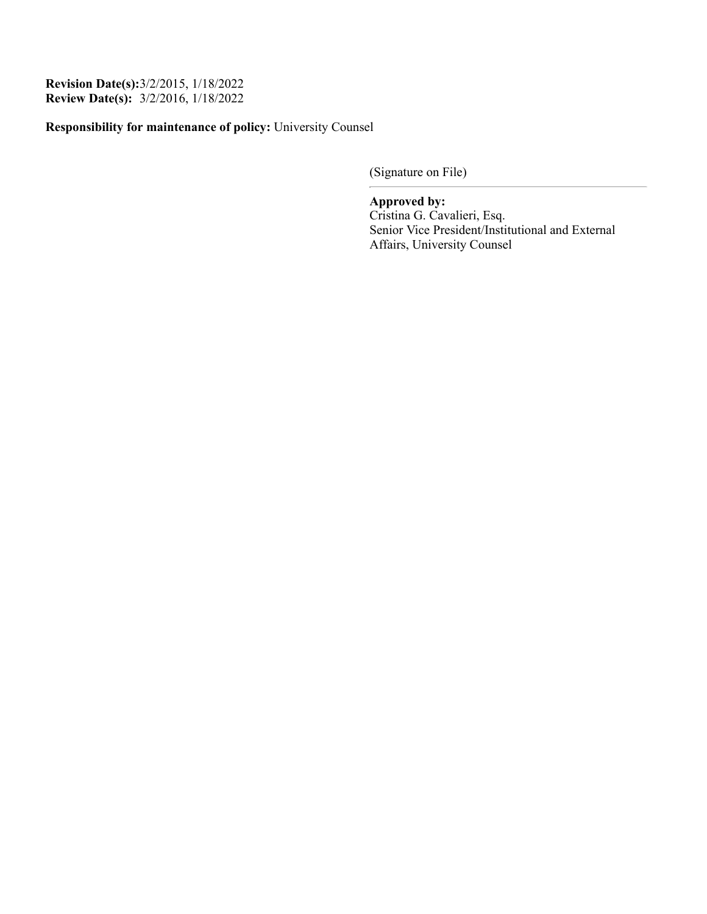**Revision Date(s):**3/2/2015, 1/18/2022
**Review Date(s):** 3/2/2016, 1/18/2022

**Responsibility for maintenance of policy:** University Counsel

(Signature on File)

---

**Approved by:**
Cristina G. Cavalieri, Esq.
Senior Vice President/Institutional and External Affairs, University Counsel